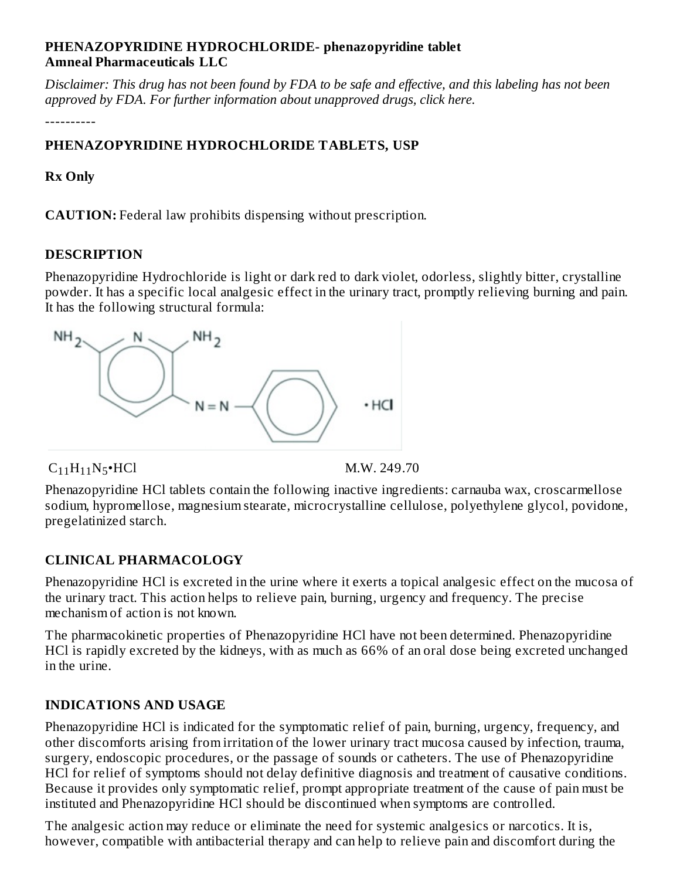**PHENAZOPYRIDINE HYDROCHLORIDE- phenazopyridine tablet**
**Amneal Pharmaceuticals LLC**

*Disclaimer: This drug has not been found by FDA to be safe and effective, and this labeling has not been approved by FDA. For further information about unapproved drugs, click here.*

----------

## PHENAZOPYRIDINE HYDROCHLORIDE TABLETS, USP

**Rx Only**

**CAUTION:** Federal law prohibits dispensing without prescription.

## DESCRIPTION

Phenazopyridine Hydrochloride is light or dark red to dark violet, odorless, slightly bitter, crystalline powder. It has a specific local analgesic effect in the urinary tract, promptly relieving burning and pain. It has the following structural formula:

$C_{11}H_{11}N_5$•HCl M.W. 249.70

Phenazopyridine HCl tablets contain the following inactive ingredients: carnauba wax, croscarmellose sodium, hypromellose, magnesium stearate, microcrystalline cellulose, polyethylene glycol, povidone, pregelatinized starch.

## CLINICAL PHARMACOLOGY

Phenazopyridine HCl is excreted in the urine where it exerts a topical analgesic effect on the mucosa of the urinary tract. This action helps to relieve pain, burning, urgency and frequency. The precise mechanism of action is not known.

The pharmacokinetic properties of Phenazopyridine HCl have not been determined. Phenazopyridine HCl is rapidly excreted by the kidneys, with as much as 66% of an oral dose being excreted unchanged in the urine.

## INDICATIONS AND USAGE

Phenazopyridine HCl is indicated for the symptomatic relief of pain, burning, urgency, frequency, and other discomforts arising from irritation of the lower urinary tract mucosa caused by infection, trauma, surgery, endoscopic procedures, or the passage of sounds or catheters. The use of Phenazopyridine HCl for relief of symptoms should not delay definitive diagnosis and treatment of causative conditions. Because it provides only symptomatic relief, prompt appropriate treatment of the cause of pain must be instituted and Phenazopyridine HCl should be discontinued when symptoms are controlled.

The analgesic action may reduce or eliminate the need for systemic analgesics or narcotics. It is, however, compatible with antibacterial therapy and can help to relieve pain and discomfort during the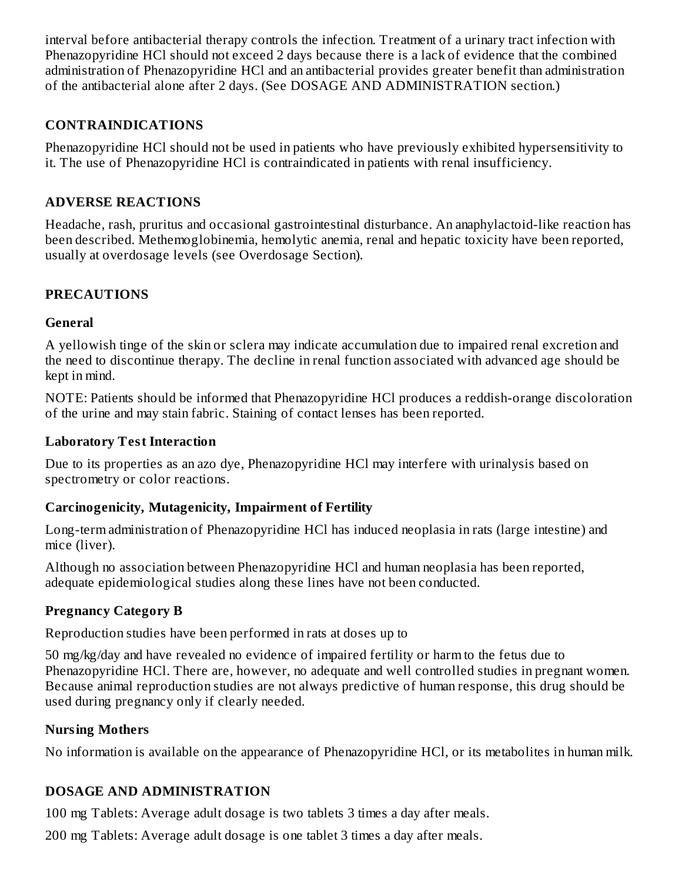interval before antibacterial therapy controls the infection. Treatment of a urinary tract infection with Phenazopyridine HCl should not exceed 2 days because there is a lack of evidence that the combined administration of Phenazopyridine HCl and an antibacterial provides greater benefit than administration of the antibacterial alone after 2 days. (See DOSAGE AND ADMINISTRATION section.)

## CONTRAINDICATIONS

Phenazopyridine HCl should not be used in patients who have previously exhibited hypersensitivity to it. The use of Phenazopyridine HCl is contraindicated in patients with renal insufficiency.

## ADVERSE REACTIONS

Headache, rash, pruritus and occasional gastrointestinal disturbance. An anaphylactoid-like reaction has been described. Methemoglobinemia, hemolytic anemia, renal and hepatic toxicity have been reported, usually at overdosage levels (see Overdosage Section).

## PRECAUTIONS

### General

A yellowish tinge of the skin or sclera may indicate accumulation due to impaired renal excretion and the need to discontinue therapy. The decline in renal function associated with advanced age should be kept in mind.

NOTE: Patients should be informed that Phenazopyridine HCl produces a reddish-orange discoloration of the urine and may stain fabric. Staining of contact lenses has been reported.

### Laboratory Test Interaction

Due to its properties as an azo dye, Phenazopyridine HCl may interfere with urinalysis based on spectrometry or color reactions.

### Carcinogenicity, Mutagenicity, Impairment of Fertility

Long-term administration of Phenazopyridine HCl has induced neoplasia in rats (large intestine) and mice (liver).

Although no association between Phenazopyridine HCl and human neoplasia has been reported, adequate epidemiological studies along these lines have not been conducted.

### Pregnancy Category B

Reproduction studies have been performed in rats at doses up to

50 mg/kg/day and have revealed no evidence of impaired fertility or harm to the fetus due to Phenazopyridine HCl. There are, however, no adequate and well controlled studies in pregnant women. Because animal reproduction studies are not always predictive of human response, this drug should be used during pregnancy only if clearly needed.

### Nursing Mothers

No information is available on the appearance of Phenazopyridine HCl, or its metabolites in human milk.

## DOSAGE AND ADMINISTRATION

100 mg Tablets: Average adult dosage is two tablets 3 times a day after meals.

200 mg Tablets: Average adult dosage is one tablet 3 times a day after meals.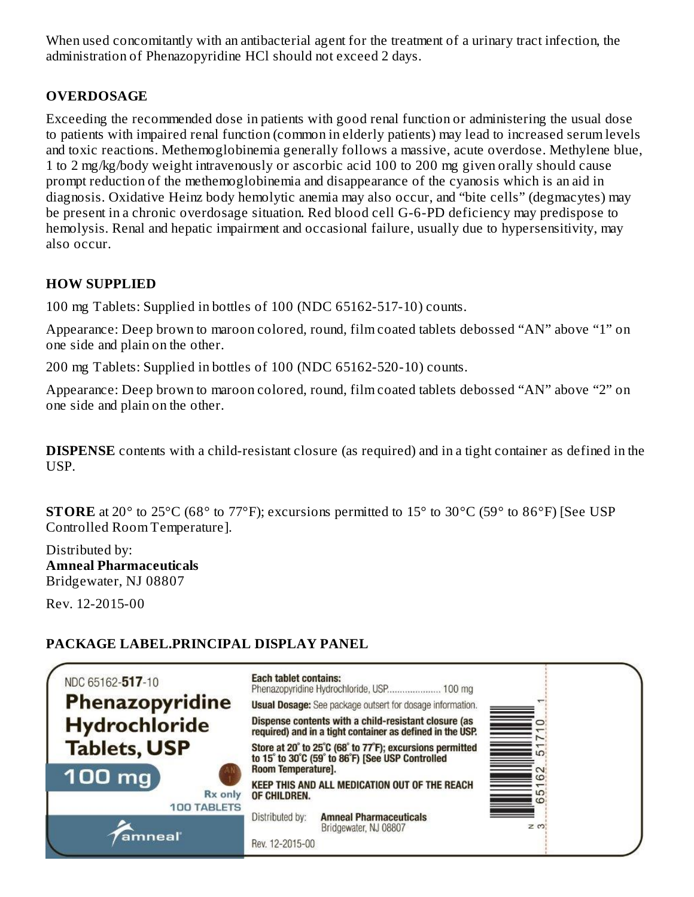When used concomitantly with an antibacterial agent for the treatment of a urinary tract infection, the administration of Phenazopyridine HCl should not exceed 2 days.

## OVERDOSAGE

Exceeding the recommended dose in patients with good renal function or administering the usual dose to patients with impaired renal function (common in elderly patients) may lead to increased serum levels and toxic reactions. Methemoglobinemia generally follows a massive, acute overdose. Methylene blue, 1 to 2 mg/kg/body weight intravenously or ascorbic acid 100 to 200 mg given orally should cause prompt reduction of the methemoglobinemia and disappearance of the cyanosis which is an aid in diagnosis. Oxidative Heinz body hemolytic anemia may also occur, and “bite cells” (degmacytes) may be present in a chronic overdosage situation. Red blood cell G-6-PD deficiency may predispose to hemolysis. Renal and hepatic impairment and occasional failure, usually due to hypersensitivity, may also occur.

## HOW SUPPLIED

100 mg Tablets: Supplied in bottles of 100 (NDC 65162-517-10) counts.

Appearance: Deep brown to maroon colored, round, film coated tablets debossed “AN” above “1” on one side and plain on the other.

200 mg Tablets: Supplied in bottles of 100 (NDC 65162-520-10) counts.

Appearance: Deep brown to maroon colored, round, film coated tablets debossed “AN” above “2” on one side and plain on the other.

**DISPENSE** contents with a child-resistant closure (as required) and in a tight container as defined in the USP.

**STORE** at 20° to 25°C (68° to 77°F); excursions permitted to 15° to 30°C (59° to 86°F) [See USP Controlled Room Temperature].

Distributed by:
**Amneal Pharmaceuticals**
Bridgewater, NJ 08807

Rev. 12-2015-00

## PACKAGE LABEL.PRINCIPAL DISPLAY PANEL

NDC 65162-**517**-10

**Phenazopyridine Hydrochloride Tablets, USP**

**100 mg**

Rx only

100 TABLETS

amneal

**Each tablet contains:**
Phenazopyridine Hydrochloride, USP.................... 100 mg

**Usual Dosage:** See package outsert for dosage information.

**Dispense contents with a child-resistant closure (as required) and in a tight container as defined in the USP.**

**Store at 20° to 25°C (68° to 77°F); excursions permitted to 15° to 30°C (59° to 86°F) [See USP Controlled Room Temperature].**

**KEEP THIS AND ALL MEDICATION OUT OF THE REACH OF CHILDREN.**

Distributed by: **Amneal Pharmaceuticals**
Bridgewater, NJ 08807

Rev. 12-2015-00

N 3 65162 51710 1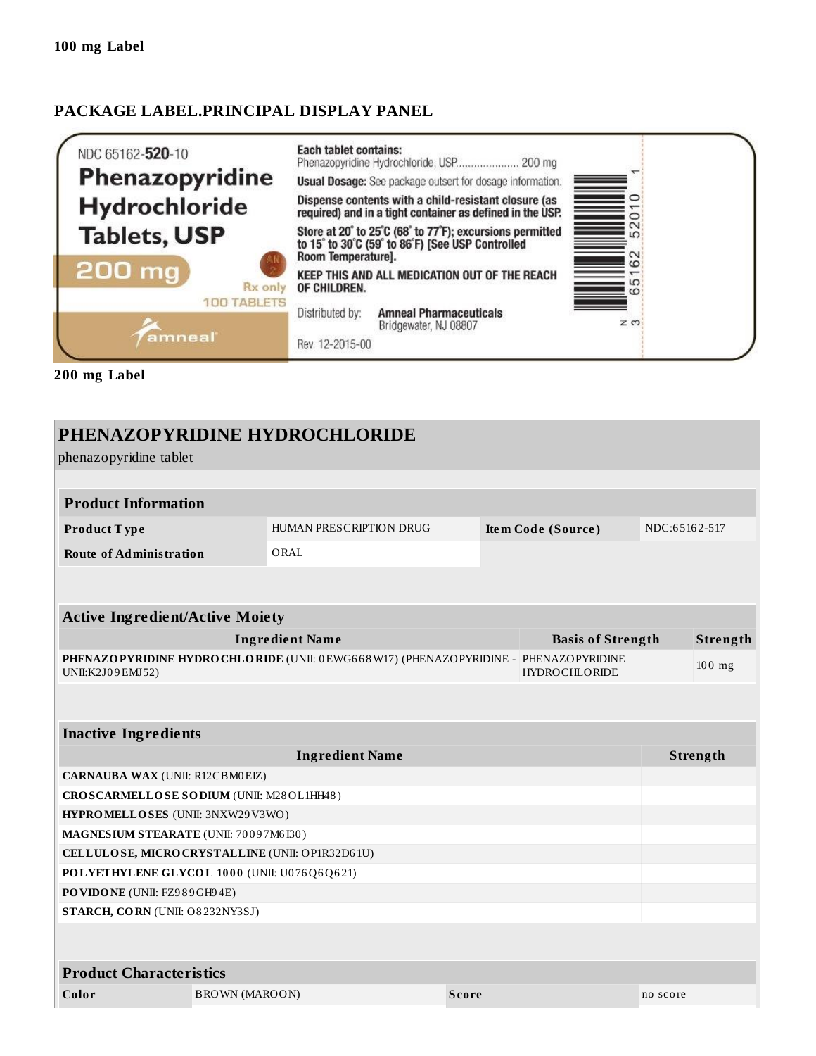**100 mg Label**

## PACKAGE LABEL.PRINCIPAL DISPLAY PANEL

NDC 65162-**520**-10

**Phenazopyridine Hydrochloride Tablets, USP**

**200 mg**

Rx only

100 TABLETS

amneal

**Each tablet contains:**
Phenazopyridine Hydrochloride, USP.................... 200 mg

**Usual Dosage:** See package outsert for dosage information.

**Dispense contents with a child-resistant closure (as required) and in a tight container as defined in the USP.**

**Store at 20° to 25°C (68° to 77°F); excursions permitted to 15° to 30°C (59° to 86°F) [See USP Controlled Room Temperature].**

**KEEP THIS AND ALL MEDICATION OUT OF THE REACH OF CHILDREN.**

Distributed by: **Amneal Pharmaceuticals**
Bridgewater, NJ 08807

Rev. 12-2015-00

N 3 65162 52010 1

**200 mg Label**

## PHENAZOPYRIDINE HYDROCHLORIDE

phenazopyridine tablet

| **Product Information** | | | |
|---|---|---|---|
| **Product Type** | HUMAN PRESCRIPTION DRUG | **Item Code (Source)** | NDC:65162-517 |
| **Route of Administration** | ORAL | | |

| **Active Ingredient/Active Moiety** | | |
|---|---|---|
| **Ingredient Name** | **Basis of Strength** | **Strength** |
| **PHENAZOPYRIDINE HYDROCHLORIDE** (UNII: 0EWG668W17) (PHENAZOPYRIDINE - UNII:K2J09EMJ52) | PHENAZOPYRIDINE HYDROCHLORIDE | 100 mg |

| **Inactive Ingredients** | |
|---|---|
| **Ingredient Name** | **Strength** |
| **CARNAUBA WAX** (UNII: R12CBM0EIZ) | |
| **CROSCARMELLOSE SODIUM** (UNII: M28OL1HH48) | |
| **HYPROMELLOSES** (UNII: 3NXW29V3WO) | |
| **MAGNESIUM STEARATE** (UNII: 70097M6I30) | |
| **CELLULOSE, MICROCRYSTALLINE** (UNII: OP1R32D61U) | |
| **POLYETHYLENE GLYCOL 1000** (UNII: U076Q6Q621) | |
| **POVIDONE** (UNII: FZ989GH94E) | |
| **STARCH, CORN** (UNII: O8232NY3SJ) | |

| **Product Characteristics** | | | |
|---|---|---|---|
| **Color** | BROWN (MAROON) | **Score** | no score |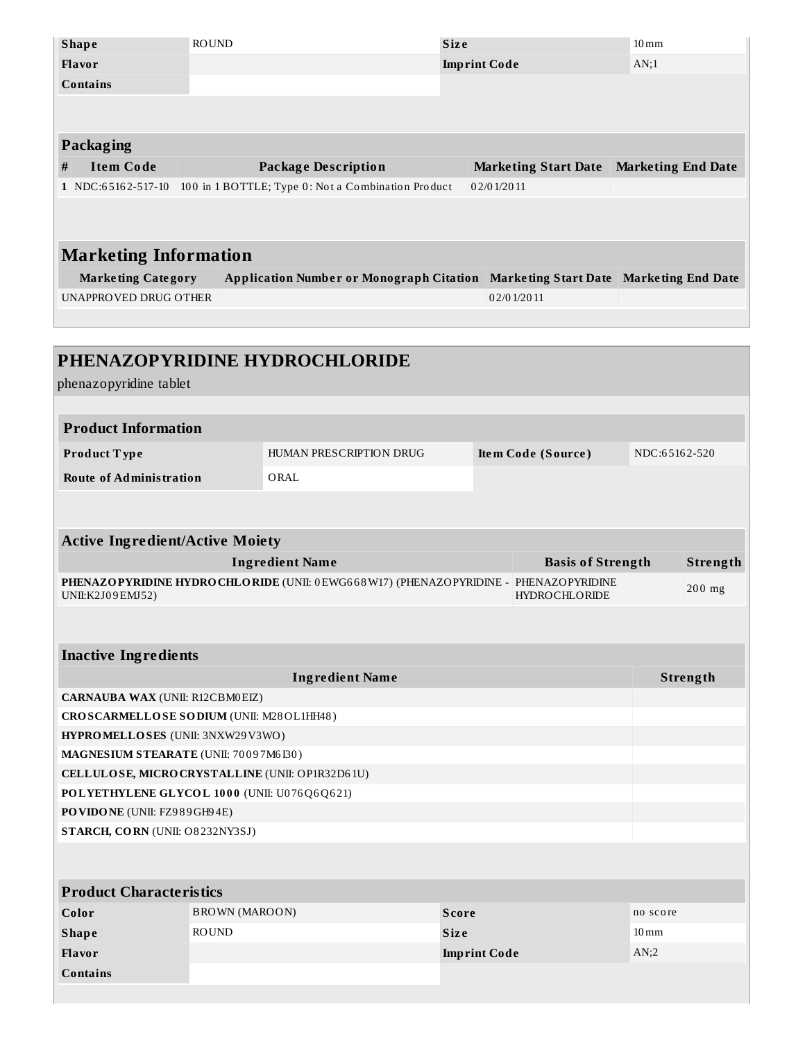| | | | |
|---|---|---|---|
| **Shape** | ROUND | **Size** | 10mm |
| **Flavor** | | **Imprint Code** | AN;1 |
| **Contains** | | | |

| **Packaging** | | | | |
|---|---|---|---|---|
| **#** | **Item Code** | **Package Description** | **Marketing Start Date** | **Marketing End Date** |
| 1 | NDC:65162-517-10 | 100 in 1 BOTTLE; Type 0: Not a Combination Product | 02/01/2011 | |

## Marketing Information

| Marketing Category | Application Number or Monograph Citation | Marketing Start Date | Marketing End Date |
|---|---|---|---|
| UNAPPROVED DRUG OTHER | | 02/01/2011 | |

# PHENAZOPYRIDINE HYDROCHLORIDE

phenazopyridine tablet

| **Product Information** | | | |
|---|---|---|---|
| **Product Type** | HUMAN PRESCRIPTION DRUG | **Item Code (Source)** | NDC:65162-520 |
| **Route of Administration** | ORAL | | |

| **Active Ingredient/Active Moiety** | | |
|---|---|---|
| **Ingredient Name** | **Basis of Strength** | **Strength** |
| **PHENAZOPYRIDINE HYDROCHLORIDE** (UNII: 0EWG668W17) (PHENAZOPYRIDINE - UNII:K2J09EMJ52) | PHENAZOPYRIDINE HYDROCHLORIDE | 200 mg |

| **Inactive Ingredients** | |
|---|---|
| **Ingredient Name** | **Strength** |
| **CARNAUBA WAX** (UNII: R12CBM0EIZ) | |
| **CROSCARMELLOSE SODIUM** (UNII: M28OL1HH48) | |
| **HYPROMELLOSES** (UNII: 3NXW29V3WO) | |
| **MAGNESIUM STEARATE** (UNII: 70097M6I30) | |
| **CELLULOSE, MICROCRYSTALLINE** (UNII: OP1R32D61U) | |
| **POLYETHYLENE GLYCOL 1000** (UNII: U076Q6Q621) | |
| **POVIDONE** (UNII: FZ989GH94E) | |
| **STARCH, CORN** (UNII: O8232NY3SJ) | |

| **Product Characteristics** | | | |
|---|---|---|---|
| **Color** | BROWN (MAROON) | **Score** | no score |
| **Shape** | ROUND | **Size** | 10mm |
| **Flavor** | | **Imprint Code** | AN;2 |
| **Contains** | | | |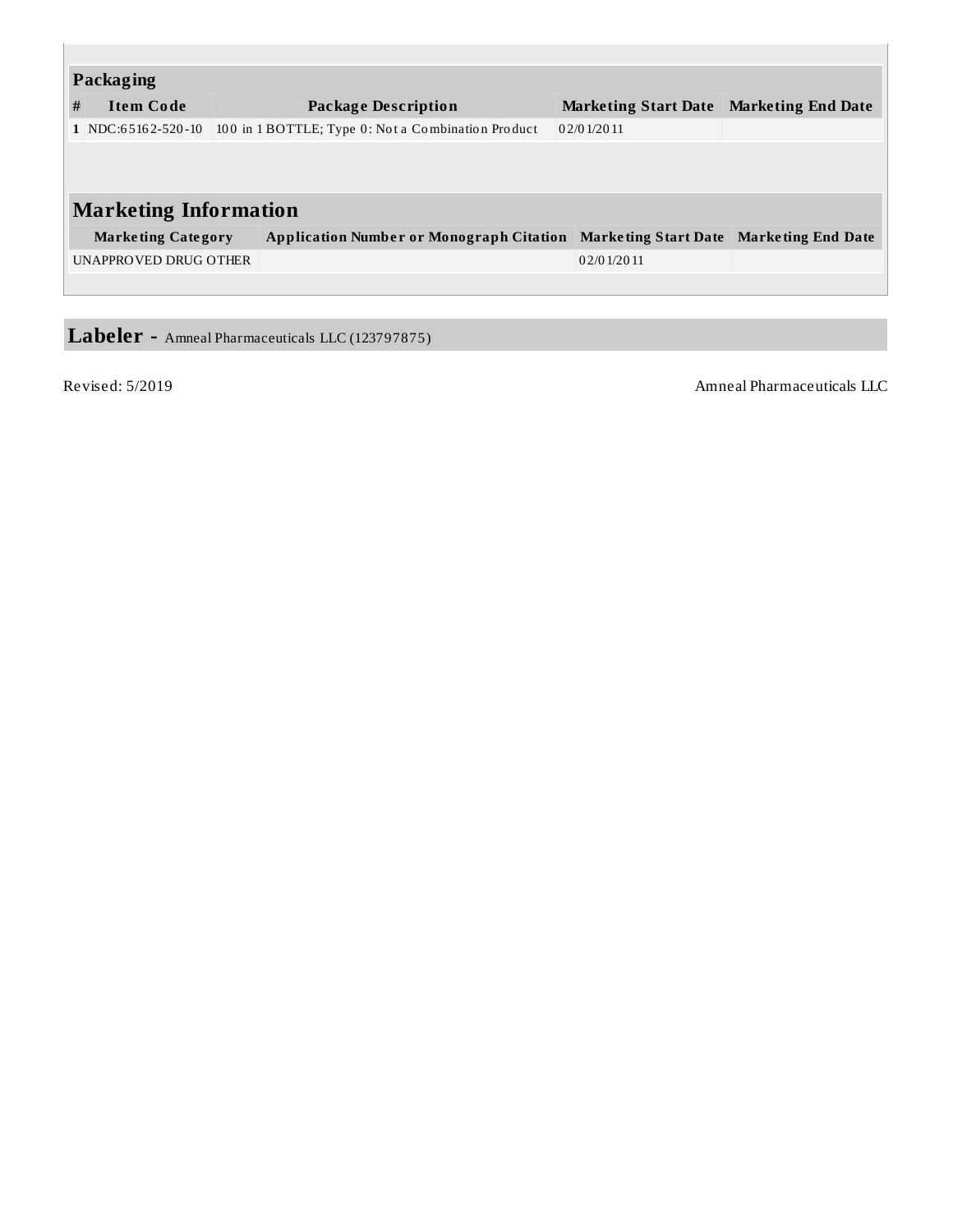| Packaging | | | | |
|---|---|---|---|---|
| # | Item Code | Package Description | Marketing Start Date | Marketing End Date |
| 1 | NDC:65162-520-10 | 100 in 1 BOTTLE; Type 0: Not a Combination Product | 02/01/2011 | |

## Marketing Information

| Marketing Category | Application Number or Monograph Citation | Marketing Start Date | Marketing End Date |
|---|---|---|---|
| UNAPPROVED DRUG OTHER | | 02/01/2011 | |

## Labeler - Amneal Pharmaceuticals LLC (123797875)

Revised: 5/2019

Amneal Pharmaceuticals LLC